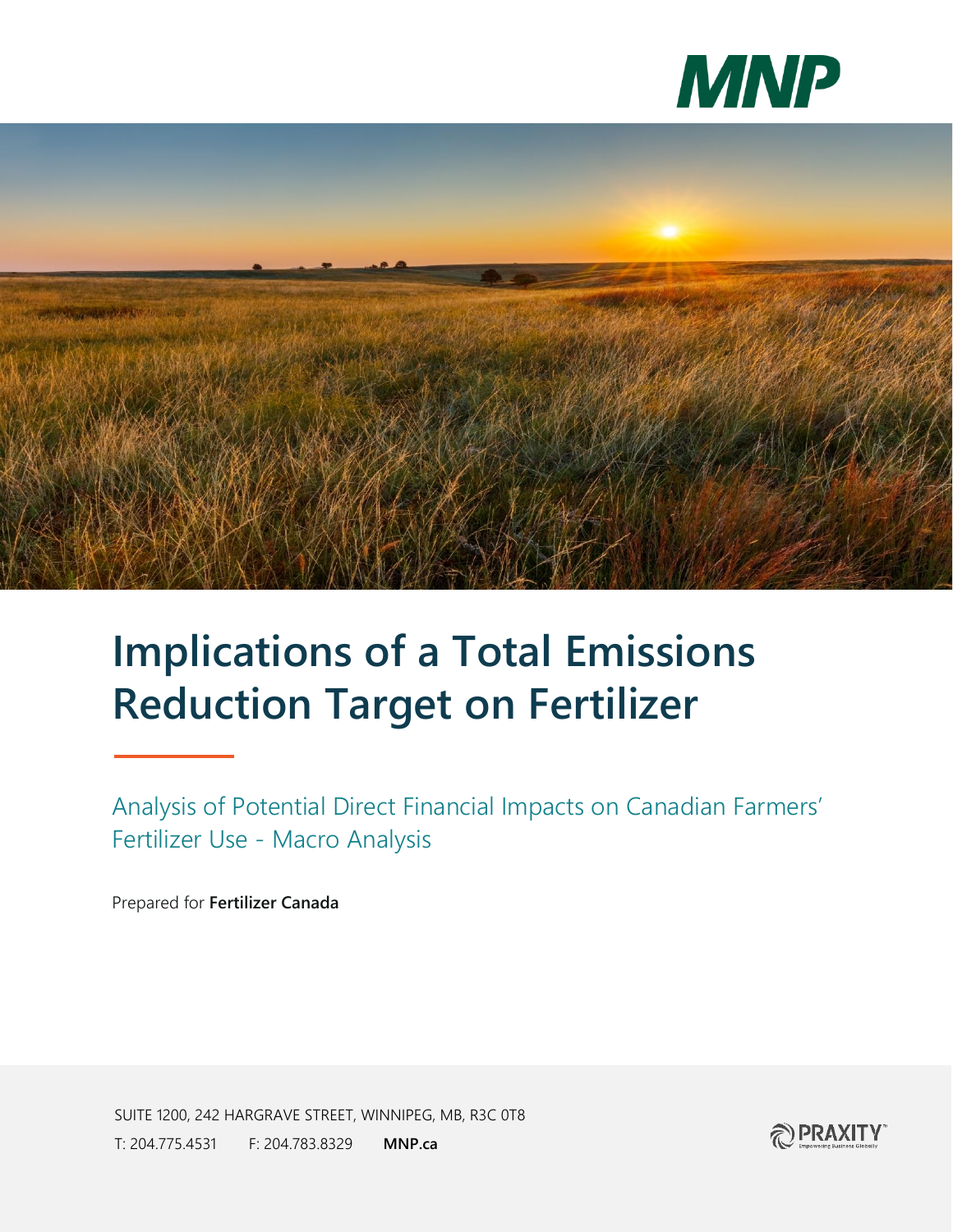MNP

# Implications of a Total Emissions Reduction Target on Fertilizer

Analysis of Potential Direct Financial Impacts on Canadian Farmers' Fertilizer Use - Macro Analysis

Prepared for **Fertilizer Canada**

SUITE 1200, 242 HARGRAVE STREET, WINNIPEG, MB, R3C 0T8

T: 204.775.4531 F: 204.783.8329 **MNP.ca**

PRAXITY™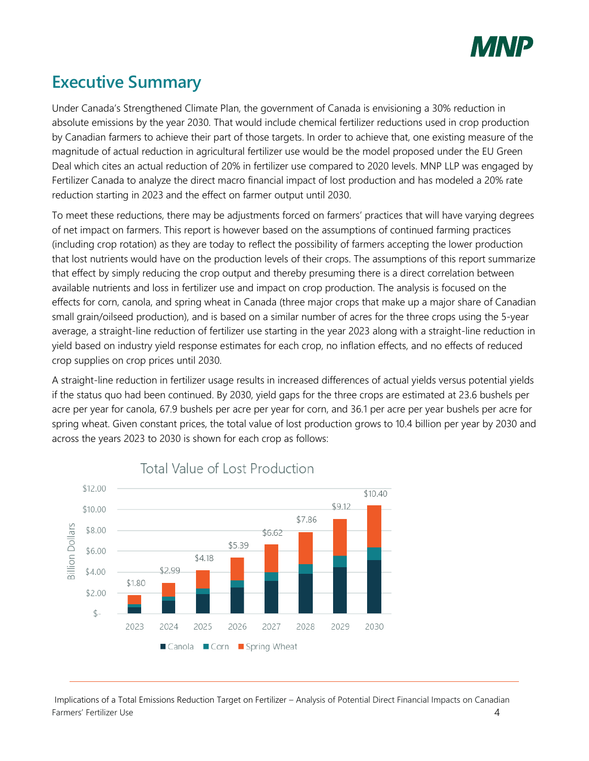# Executive Summary

Under Canada's Strengthened Climate Plan, the government of Canada is envisioning a 30% reduction in absolute emissions by the year 2030. That would include chemical fertilizer reductions used in crop production by Canadian farmers to achieve their part of those targets. In order to achieve that, one existing measure of the magnitude of actual reduction in agricultural fertilizer use would be the model proposed under the EU Green Deal which cites an actual reduction of 20% in fertilizer use compared to 2020 levels. MNP LLP was engaged by Fertilizer Canada to analyze the direct macro financial impact of lost production and has modeled a 20% rate reduction starting in 2023 and the effect on farmer output until 2030.

To meet these reductions, there may be adjustments forced on farmers' practices that will have varying degrees of net impact on farmers. This report is however based on the assumptions of continued farming practices (including crop rotation) as they are today to reflect the possibility of farmers accepting the lower production that lost nutrients would have on the production levels of their crops. The assumptions of this report summarize that effect by simply reducing the crop output and thereby presuming there is a direct correlation between available nutrients and loss in fertilizer use and impact on crop production. The analysis is focused on the effects for corn, canola, and spring wheat in Canada (three major crops that make up a major share of Canadian small grain/oilseed production), and is based on a similar number of acres for the three crops using the 5-year average, a straight-line reduction of fertilizer use starting in the year 2023 along with a straight-line reduction in yield based on industry yield response estimates for each crop, no inflation effects, and no effects of reduced crop supplies on crop prices until 2030.

A straight-line reduction in fertilizer usage results in increased differences of actual yields versus potential yields if the status quo had been continued. By 2030, yield gaps for the three crops are estimated at 23.6 bushels per acre per year for canola, 67.9 bushels per acre per year for corn, and 36.1 per acre per year bushels per acre for spring wheat. Given constant prices, the total value of lost production grows to 10.4 billion per year by 2030 and across the years 2023 to 2030 is shown for each crop as follows:

**Total Value of Lost Production** (Billion Dollars; Canola, Corn, Spring Wheat)

| Year | Total |
|---|---|
| 2023 | $1.80 |
| 2024 | $2.99 |
| 2025 | $4.18 |
| 2026 | $5.39 |
| 2027 | $6.62 |
| 2028 | $7.86 |
| 2029 | $9.12 |
| 2030 | $10.40 |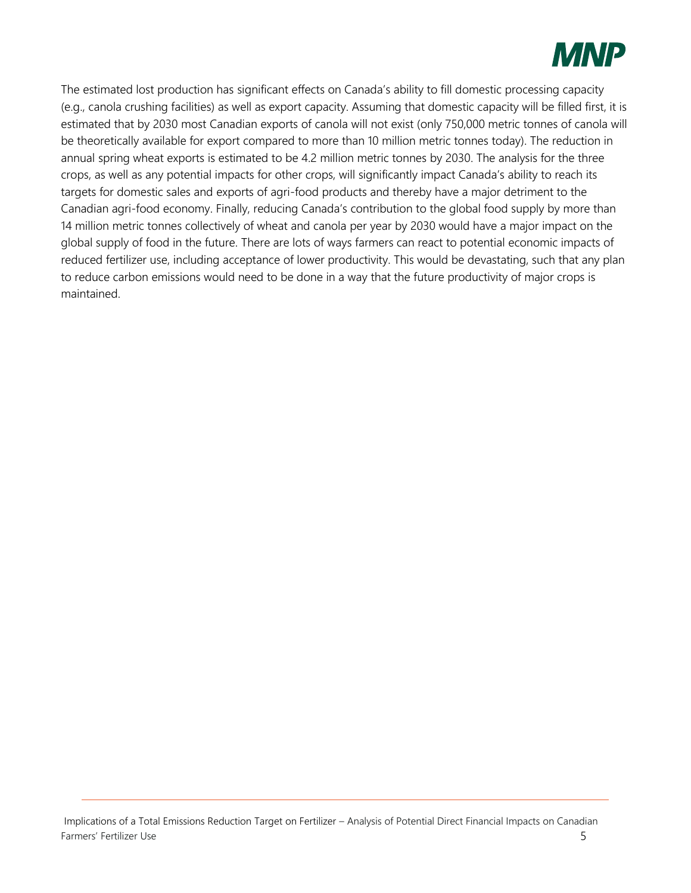The estimated lost production has significant effects on Canada's ability to fill domestic processing capacity (e.g., canola crushing facilities) as well as export capacity. Assuming that domestic capacity will be filled first, it is estimated that by 2030 most Canadian exports of canola will not exist (only 750,000 metric tonnes of canola will be theoretically available for export compared to more than 10 million metric tonnes today). The reduction in annual spring wheat exports is estimated to be 4.2 million metric tonnes by 2030. The analysis for the three crops, as well as any potential impacts for other crops, will significantly impact Canada's ability to reach its targets for domestic sales and exports of agri-food products and thereby have a major detriment to the Canadian agri-food economy. Finally, reducing Canada's contribution to the global food supply by more than 14 million metric tonnes collectively of wheat and canola per year by 2030 would have a major impact on the global supply of food in the future. There are lots of ways farmers can react to potential economic impacts of reduced fertilizer use, including acceptance of lower productivity. This would be devastating, such that any plan to reduce carbon emissions would need to be done in a way that the future productivity of major crops is maintained.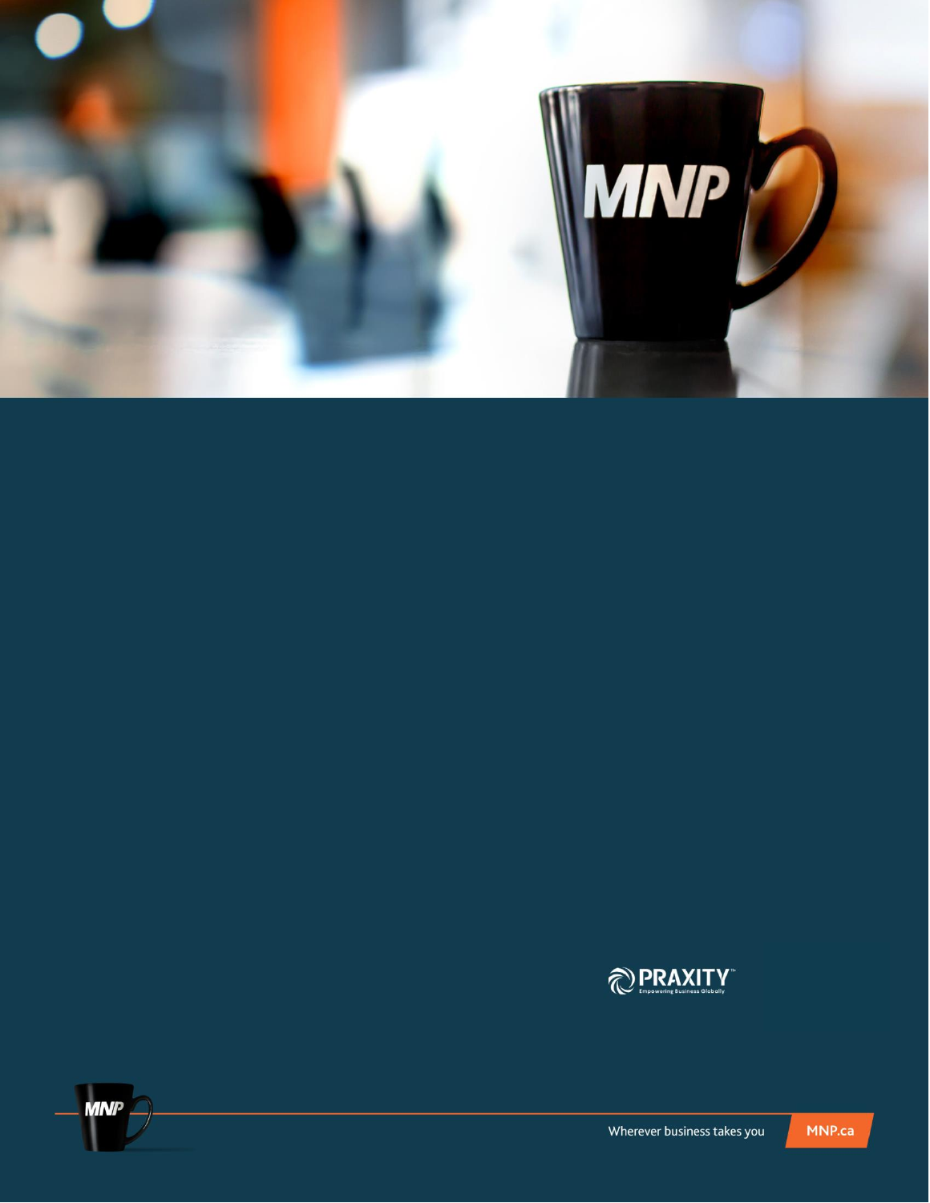PRAXITY™
Empowering Business Globally

Wherever business takes you

MNP.ca